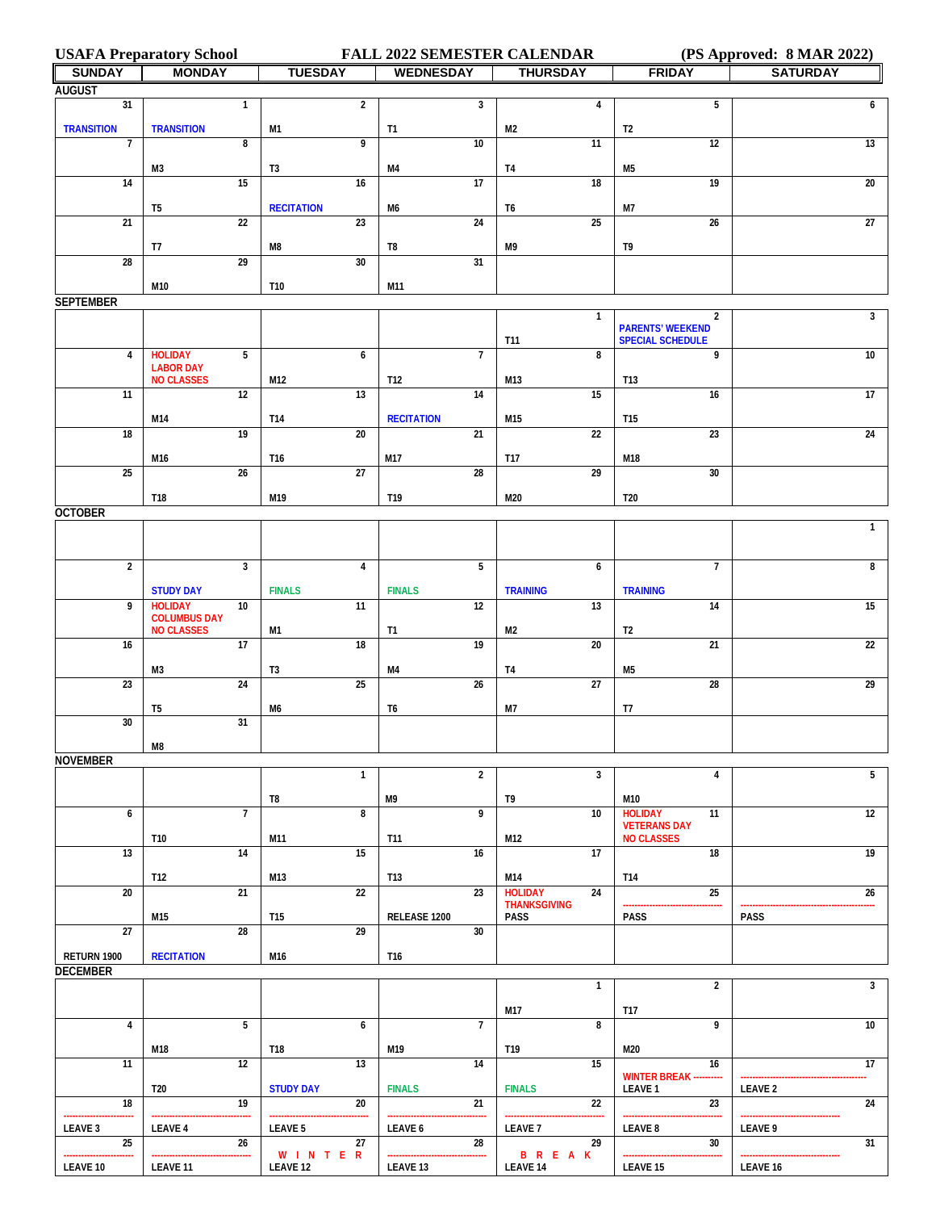USAFA Preparatory School — FALL 2022 SEMESTER CALENDAR — (PS Approved: 8 MAR 2022)

| SUNDAY | MONDAY | TUESDAY | WEDNESDAY | THURSDAY | FRIDAY | SATURDAY |
|---|---|---|---|---|---|---|
| **AUGUST** | | | | | | |
| 31 TRANSITION | 1 TRANSITION | 2 M1 | 3 T1 | 4 M2 | 5 T2 | 6 |
| 7 | 8 M3 | 9 T3 | 10 M4 | 11 T4 | 12 M5 | 13 |
| 14 | 15 T5 | 16 RECITATION | 17 M6 | 18 T6 | 19 M7 | 20 |
| 21 | 22 T7 | 23 M8 | 24 T8 | 25 M9 | 26 T9 | 27 |
| 28 | 29 M10 | 30 T10 | 31 M11 | | | |
| **SEPTEMBER** | | | | | | |
| | | | | 1 T11 | 2 PARENTS' WEEKEND SPECIAL SCHEDULE | 3 |
| 4 | 5 HOLIDAY LABOR DAY NO CLASSES | 6 M12 | 7 T12 | 8 M13 | 9 T13 | 10 |
| 11 | 12 M14 | 13 T14 | 14 RECITATION | 15 M15 | 16 T15 | 17 |
| 18 | 19 M16 | 20 T16 | 21 M17 | 22 T17 | 23 M18 | 24 |
| 25 | 26 T18 | 27 M19 | 28 T19 | 29 M20 | 30 T20 | |
| **OCTOBER** | | | | | | |
| | | | | | | 1 |
| 2 | 3 STUDY DAY | 4 FINALS | 5 FINALS | 6 TRAINING | 7 TRAINING | 8 |
| 9 | 10 HOLIDAY COLUMBUS DAY NO CLASSES | 11 M1 | 12 T1 | 13 M2 | 14 T2 | 15 |
| 16 | 17 M3 | 18 T3 | 19 M4 | 20 T4 | 21 M5 | 22 |
| 23 | 24 T5 | 25 M6 | 26 T6 | 27 M7 | 28 T7 | 29 |
| 30 | 31 M8 | | | | | |
| **NOVEMBER** | | | | | | |
| | | 1 T8 | 2 M9 | 3 T9 | 4 M10 | 5 |
| 6 | 7 T10 | 8 M11 | 9 T11 | 10 M12 | 11 HOLIDAY VETERANS DAY NO CLASSES | 12 |
| 13 | 14 T12 | 15 M13 | 16 T13 | 17 M14 | 18 T14 | 19 |
| 20 | 21 M15 | 22 T15 | 23 RELEASE 1200 | 24 HOLIDAY THANKSGIVING PASS | 25 PASS | 26 PASS |
| 27 RETURN 1900 | 28 RECITATION | 29 M16 | 30 T16 | | | |
| **DECEMBER** | | | | | | |
| | | | | 1 M17 | 2 T17 | 3 |
| 4 | 5 M18 | 6 T18 | 7 M19 | 8 T19 | 9 M20 | 10 |
| 11 | 12 T20 | 13 STUDY DAY | 14 FINALS | 15 FINALS | 16 WINTER BREAK LEAVE 1 | 17 LEAVE 2 |
| 18 LEAVE 3 | 19 LEAVE 4 | 20 LEAVE 5 | 21 LEAVE 6 | 22 LEAVE 7 | 23 LEAVE 8 | 24 LEAVE 9 |
| 25 LEAVE 10 | 26 LEAVE 11 | 27 WINTER LEAVE 12 | 28 LEAVE 13 | 29 BREAK LEAVE 14 | 30 LEAVE 15 | 31 LEAVE 16 |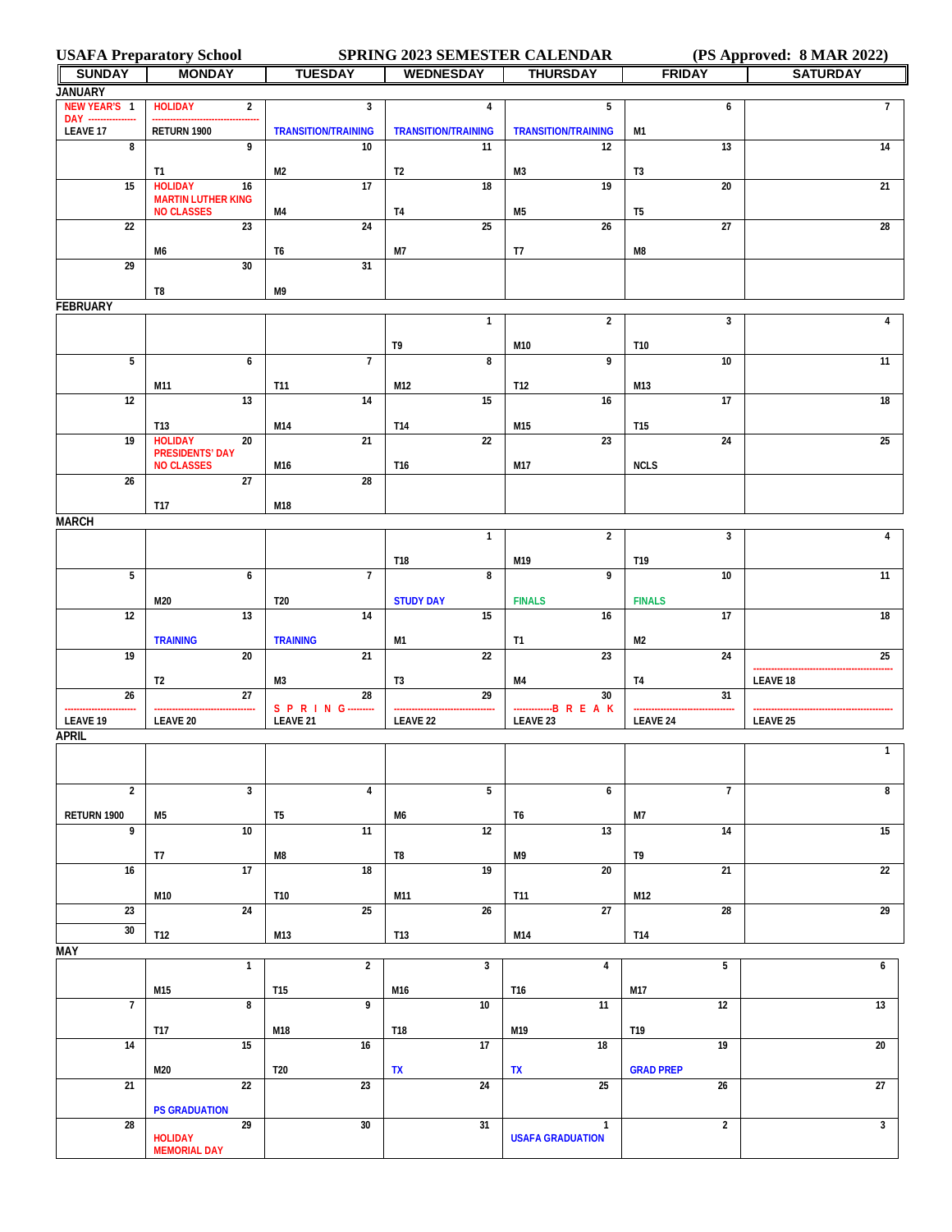USAFA Preparatory School SPRING 2023 SEMESTER CALENDAR (PS Approved: 8 MAR 2022)

| SUNDAY | MONDAY | TUESDAY | WEDNESDAY | THURSDAY | FRIDAY | SATURDAY |
|---|---|---|---|---|---|---|
| **JANUARY** | | | | | | |
| NEW YEAR'S 1 DAY ---------------- LEAVE 17 | HOLIDAY 2 ---------------------------------- RETURN 1900 | 3 TRANSITION/TRAINING | 4 TRANSITION/TRAINING | 5 TRANSITION/TRAINING | 6 M1 | 7 |
| 8 | 9 T1 | 10 M2 | 11 T2 | 12 M3 | 13 T3 | 14 |
| 15 | HOLIDAY 16 MARTIN LUTHER KING NO CLASSES | 17 M4 | 18 T4 | 19 M5 | 20 T5 | 21 |
| 22 | 23 M6 | 24 T6 | 25 M7 | 26 T7 | 27 M8 | 28 |
| 29 | 30 T8 | 31 M9 | | | | |
| **FEBRUARY** | | | | | | |
| | | | 1 T9 | 2 M10 | 3 T10 | 4 |
| 5 | 6 M11 | 7 T11 | 8 M12 | 9 T12 | 10 M13 | 11 |
| 12 | 13 T13 | 14 M14 | 15 T14 | 16 M15 | 17 T15 | 18 |
| 19 | HOLIDAY 20 PRESIDENTS' DAY NO CLASSES | 21 M16 | 22 T16 | 23 M17 | 24 NCLS | 25 |
| 26 | 27 T17 | 28 M18 | | | | |
| **MARCH** | | | | | | |
| | | | 1 T18 | 2 M19 | 3 T19 | 4 |
| 5 | 6 M20 | 7 T20 | 8 STUDY DAY | 9 FINALS | 10 FINALS | 11 |
| 12 | 13 TRAINING | 14 TRAINING | 15 M1 | 16 T1 | 17 M2 | 18 |
| 19 | 20 T2 | 21 M3 | 22 T3 | 23 M4 | 24 T4 | 25 ---------------------------------------------- LEAVE 18 |
| 26 ----------------------- LEAVE 19 | 27 ---------------------------------- LEAVE 20 | 28 S P R I N G --------- LEAVE 21 | 29 ---------------------------------- LEAVE 22 | 30 ------------B R E A K LEAVE 23 | 31 ---------------------------------- LEAVE 24 | ---------------------------------------------- LEAVE 25 |
| **APRIL** | | | | | | |
| | | | | | | 1 |
| 2 RETURN 1900 | 3 M5 | 4 T5 | 5 M6 | 6 T6 | 7 M7 | 8 |
| 9 | 10 T7 | 11 M8 | 12 T8 | 13 M9 | 14 T9 | 15 |
| 16 | 17 M10 | 18 T10 | 19 M11 | 20 T11 | 21 M12 | 22 |
| 23 / 30 | 24 T12 | 25 M13 | 26 T13 | 27 M14 | 28 T14 | 29 |
| **MAY** | | | | | | |
| | 1 M15 | 2 T15 | 3 M16 | 4 T16 | 5 M17 | 6 |
| 7 | 8 T17 | 9 M18 | 10 T18 | 11 M19 | 12 T19 | 13 |
| 14 | 15 M20 | 16 T20 | 17 TX | 18 TX | 19 GRAD PREP | 20 |
| 21 | 22 PS GRADUATION | 23 | 24 | 25 | 26 | 27 |
| 28 | 29 HOLIDAY MEMORIAL DAY | 30 | 31 | 1 USAFA GRADUATION | 2 | 3 |